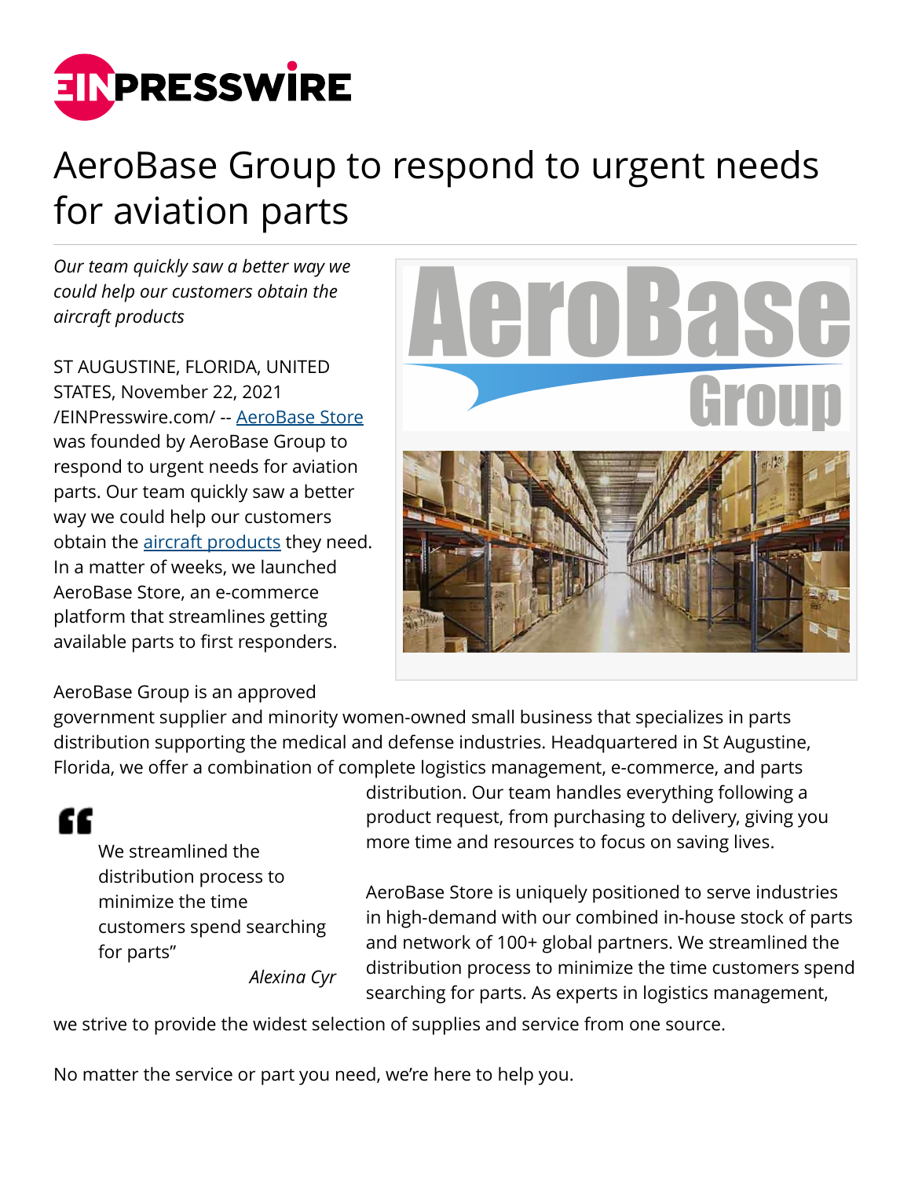# AeroBase Group to respond to urgent needs for aviation parts

*Our team quickly saw a better way we could help our customers obtain the aircraft products*

ST AUGUSTINE, FLORIDA, UNITED STATES, November 22, 2021 /EINPresswire.com/ -- AeroBase Store was founded by AeroBase Group to respond to urgent needs for aviation parts. Our team quickly saw a better way we could help our customers obtain the aircraft products they need. In a matter of weeks, we launched AeroBase Store, an e-commerce platform that streamlines getting available parts to first responders.

AeroBase Group is an approved government supplier and minority women-owned small business that specializes in parts distribution supporting the medical and defense industries. Headquartered in St Augustine, Florida, we offer a combination of complete logistics management, e-commerce, and parts distribution. Our team handles everything following a product request, from purchasing to delivery, giving you more time and resources to focus on saving lives.

> We streamlined the distribution process to minimize the time customers spend searching for parts"
>
> *Alexina Cyr*

AeroBase Store is uniquely positioned to serve industries in high-demand with our combined in-house stock of parts and network of 100+ global partners. We streamlined the distribution process to minimize the time customers spend searching for parts. As experts in logistics management, we strive to provide the widest selection of supplies and service from one source.

No matter the service or part you need, we're here to help you.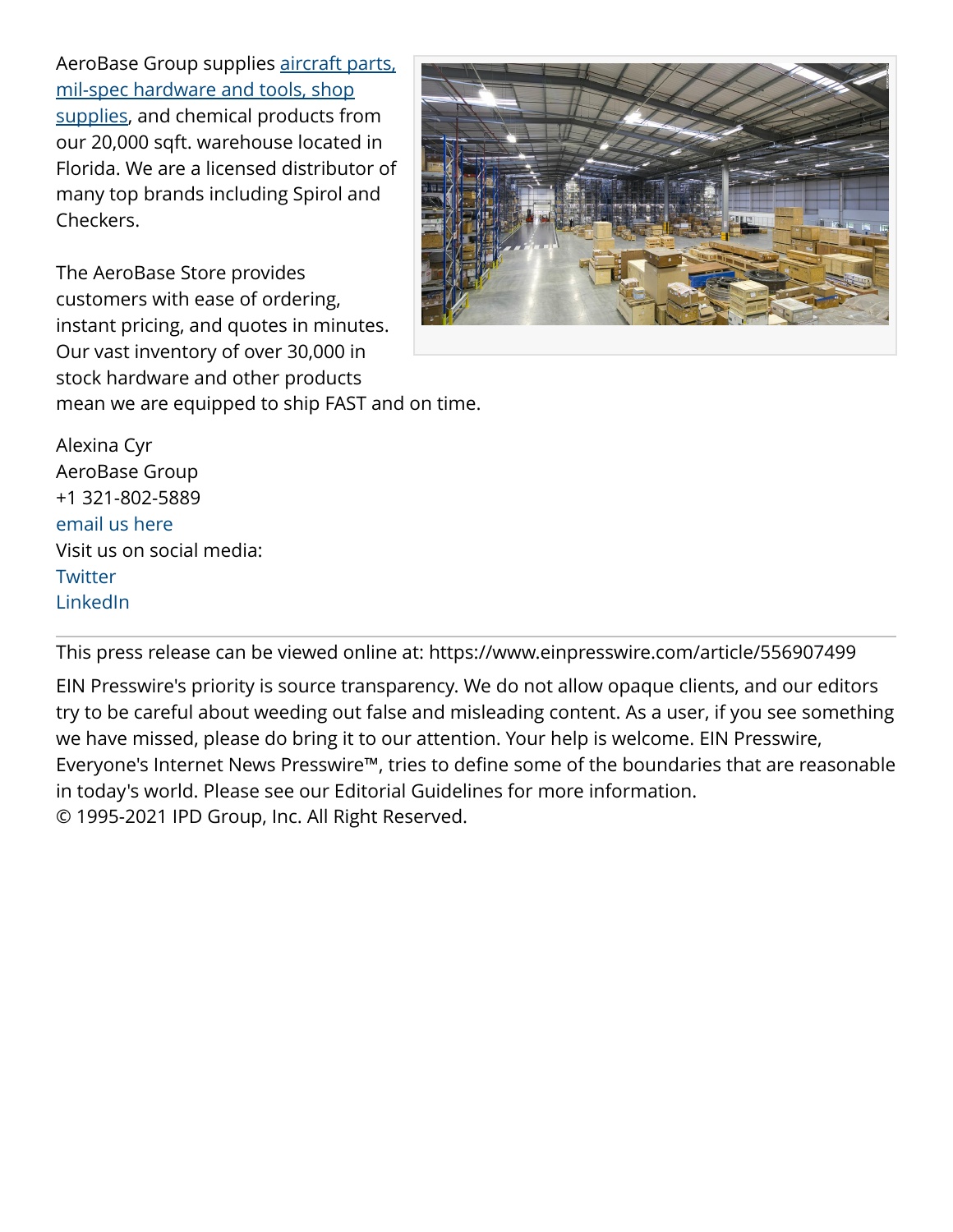AeroBase Group supplies aircraft parts, mil-spec hardware and tools, shop supplies, and chemical products from our 20,000 sqft. warehouse located in Florida. We are a licensed distributor of many top brands including Spirol and Checkers.

The AeroBase Store provides customers with ease of ordering, instant pricing, and quotes in minutes. Our vast inventory of over 30,000 in stock hardware and other products mean we are equipped to ship FAST and on time.

Alexina Cyr
AeroBase Group
+1 321-802-5889
email us here
Visit us on social media:
Twitter
LinkedIn

---

This press release can be viewed online at: https://www.einpresswire.com/article/556907499

EIN Presswire's priority is source transparency. We do not allow opaque clients, and our editors try to be careful about weeding out false and misleading content. As a user, if you see something we have missed, please do bring it to our attention. Your help is welcome. EIN Presswire, Everyone's Internet News Presswire™, tries to define some of the boundaries that are reasonable in today's world. Please see our Editorial Guidelines for more information.
© 1995-2021 IPD Group, Inc. All Right Reserved.